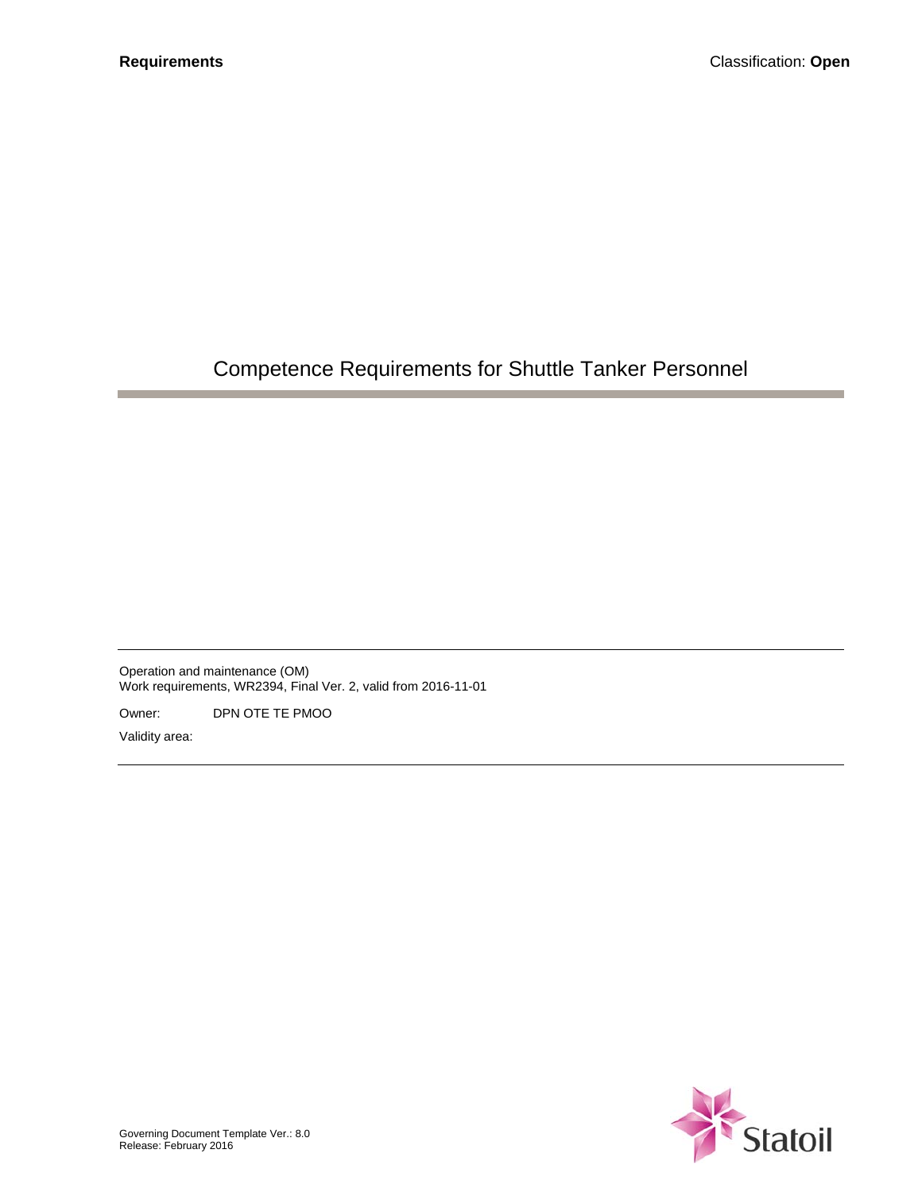**Requirements** Classification: **Open**

# Competence Requirements for Shuttle Tanker Personnel

Operation and maintenance (OM)
Work requirements, WR2394, Final Ver. 2, valid from 2016-11-01

Owner: DPN OTE TE PMOO

Validity area:

Governing Document Template Ver.: 8.0
Release: February 2016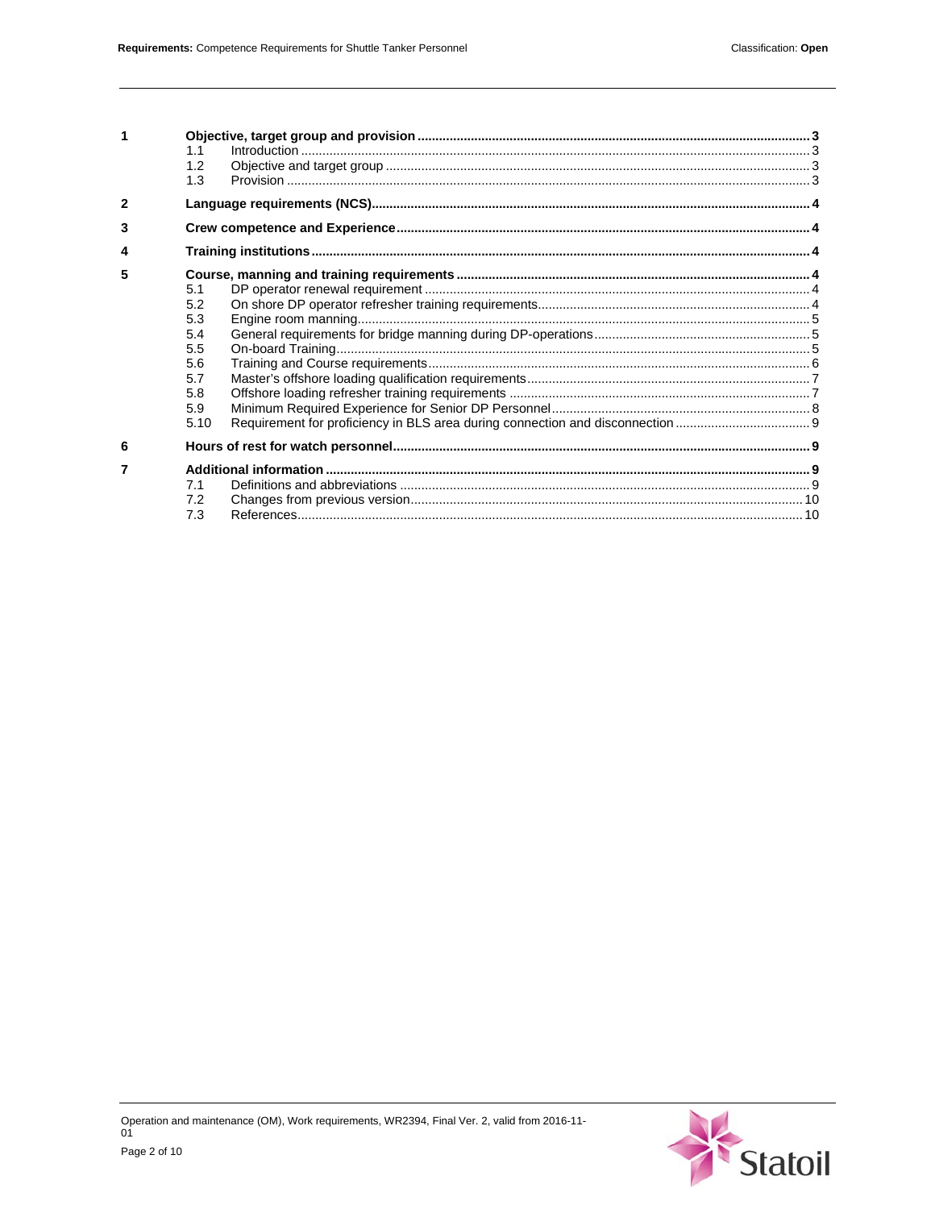| | | |
|---|---|---|
| **1** | **Objective, target group and provision** | **3** |
| 1.1 | Introduction | 3 |
| 1.2 | Objective and target group | 3 |
| 1.3 | Provision | 3 |
| **2** | **Language requirements (NCS)** | **4** |
| **3** | **Crew competence and Experience** | **4** |
| **4** | **Training institutions** | **4** |
| **5** | **Course, manning and training requirements** | **4** |
| 5.1 | DP operator renewal requirement | 4 |
| 5.2 | On shore DP operator refresher training requirements | 4 |
| 5.3 | Engine room manning | 5 |
| 5.4 | General requirements for bridge manning during DP-operations | 5 |
| 5.5 | On-board Training | 5 |
| 5.6 | Training and Course requirements | 6 |
| 5.7 | Master's offshore loading qualification requirements | 7 |
| 5.8 | Offshore loading refresher training requirements | 7 |
| 5.9 | Minimum Required Experience for Senior DP Personnel | 8 |
| 5.10 | Requirement for proficiency in BLS area during connection and disconnection | 9 |
| **6** | **Hours of rest for watch personnel** | **9** |
| **7** | **Additional information** | **9** |
| 7.1 | Definitions and abbreviations | 9 |
| 7.2 | Changes from previous version | 10 |
| 7.3 | References | 10 |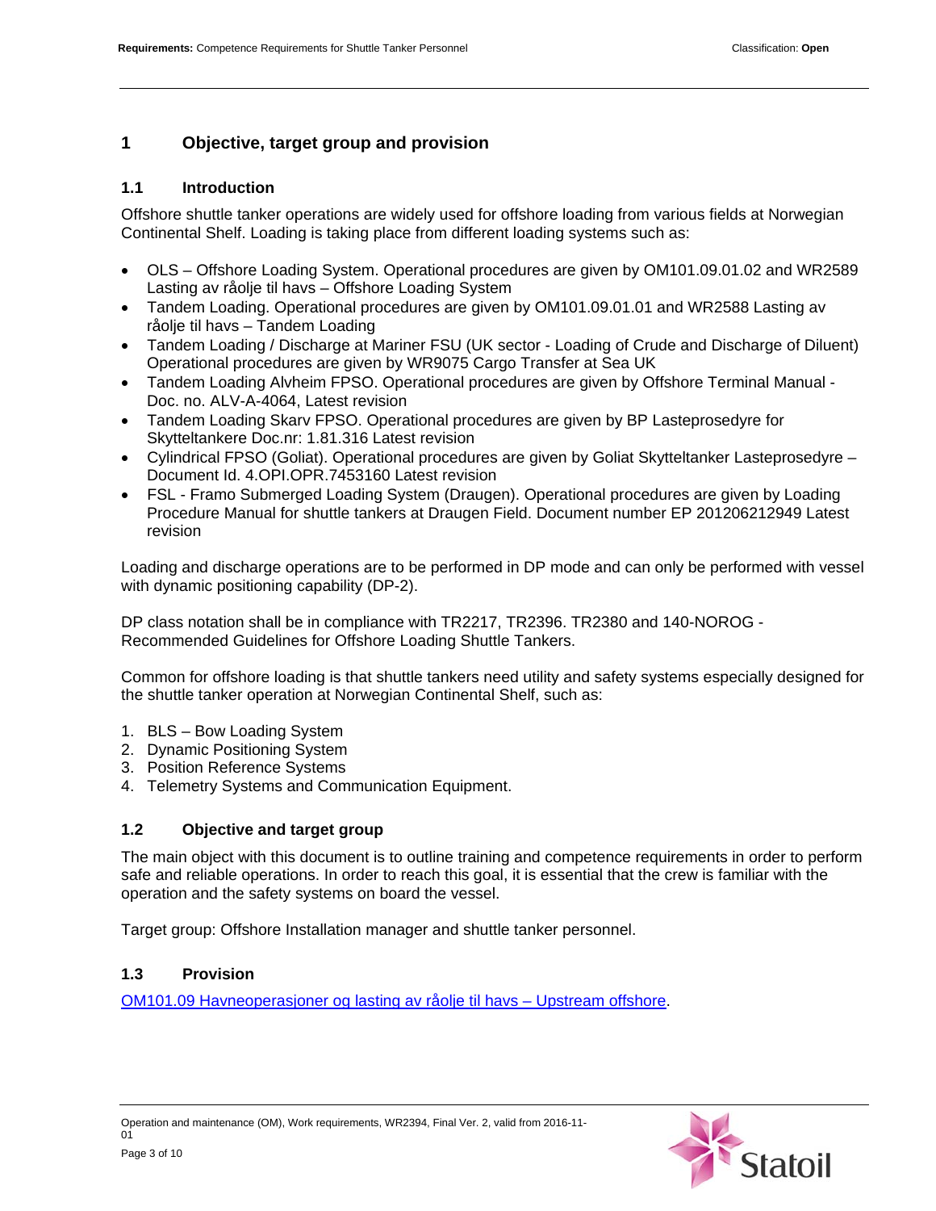# 1 Objective, target group and provision

## 1.1 Introduction

Offshore shuttle tanker operations are widely used for offshore loading from various fields at Norwegian Continental Shelf. Loading is taking place from different loading systems such as:

- OLS – Offshore Loading System. Operational procedures are given by OM101.09.01.02 and WR2589 Lasting av råolje til havs – Offshore Loading System
- Tandem Loading. Operational procedures are given by OM101.09.01.01 and WR2588 Lasting av råolje til havs – Tandem Loading
- Tandem Loading / Discharge at Mariner FSU (UK sector - Loading of Crude and Discharge of Diluent) Operational procedures are given by WR9075 Cargo Transfer at Sea UK
- Tandem Loading Alvheim FPSO. Operational procedures are given by Offshore Terminal Manual - Doc. no. ALV-A-4064, Latest revision
- Tandem Loading Skarv FPSO. Operational procedures are given by BP Lasteprosedyre for Skytteltankere Doc.nr: 1.81.316 Latest revision
- Cylindrical FPSO (Goliat). Operational procedures are given by Goliat Skytteltanker Lasteprosedyre – Document Id. 4.OPI.OPR.7453160 Latest revision
- FSL - Framo Submerged Loading System (Draugen). Operational procedures are given by Loading Procedure Manual for shuttle tankers at Draugen Field. Document number EP 201206212949 Latest revision

Loading and discharge operations are to be performed in DP mode and can only be performed with vessel with dynamic positioning capability (DP-2).

DP class notation shall be in compliance with TR2217, TR2396. TR2380 and 140-NOROG - Recommended Guidelines for Offshore Loading Shuttle Tankers.

Common for offshore loading is that shuttle tankers need utility and safety systems especially designed for the shuttle tanker operation at Norwegian Continental Shelf, such as:

1. BLS – Bow Loading System
2. Dynamic Positioning System
3. Position Reference Systems
4. Telemetry Systems and Communication Equipment.

## 1.2 Objective and target group

The main object with this document is to outline training and competence requirements in order to perform safe and reliable operations. In order to reach this goal, it is essential that the crew is familiar with the operation and the safety systems on board the vessel.

Target group: Offshore Installation manager and shuttle tanker personnel.

## 1.3 Provision

OM101.09 Havneoperasjoner og lasting av råolje til havs – Upstream offshore.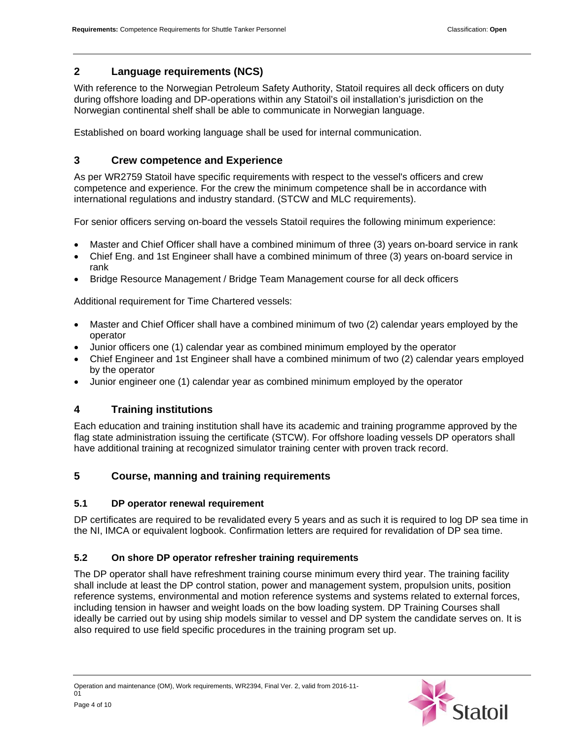## 2 Language requirements (NCS)

With reference to the Norwegian Petroleum Safety Authority, Statoil requires all deck officers on duty during offshore loading and DP-operations within any Statoil's oil installation's jurisdiction on the Norwegian continental shelf shall be able to communicate in Norwegian language.

Established on board working language shall be used for internal communication.

## 3 Crew competence and Experience

As per WR2759 Statoil have specific requirements with respect to the vessel's officers and crew competence and experience. For the crew the minimum competence shall be in accordance with international regulations and industry standard. (STCW and MLC requirements).

For senior officers serving on-board the vessels Statoil requires the following minimum experience:

- Master and Chief Officer shall have a combined minimum of three (3) years on-board service in rank
- Chief Eng. and 1st Engineer shall have a combined minimum of three (3) years on-board service in rank
- Bridge Resource Management / Bridge Team Management course for all deck officers

Additional requirement for Time Chartered vessels:

- Master and Chief Officer shall have a combined minimum of two (2) calendar years employed by the operator
- Junior officers one (1) calendar year as combined minimum employed by the operator
- Chief Engineer and 1st Engineer shall have a combined minimum of two (2) calendar years employed by the operator
- Junior engineer one (1) calendar year as combined minimum employed by the operator

## 4 Training institutions

Each education and training institution shall have its academic and training programme approved by the flag state administration issuing the certificate (STCW). For offshore loading vessels DP operators shall have additional training at recognized simulator training center with proven track record.

## 5 Course, manning and training requirements

### 5.1 DP operator renewal requirement

DP certificates are required to be revalidated every 5 years and as such it is required to log DP sea time in the NI, IMCA or equivalent logbook. Confirmation letters are required for revalidation of DP sea time.

### 5.2 On shore DP operator refresher training requirements

The DP operator shall have refreshment training course minimum every third year. The training facility shall include at least the DP control station, power and management system, propulsion units, position reference systems, environmental and motion reference systems and systems related to external forces, including tension in hawser and weight loads on the bow loading system. DP Training Courses shall ideally be carried out by using ship models similar to vessel and DP system the candidate serves on. It is also required to use field specific procedures in the training program set up.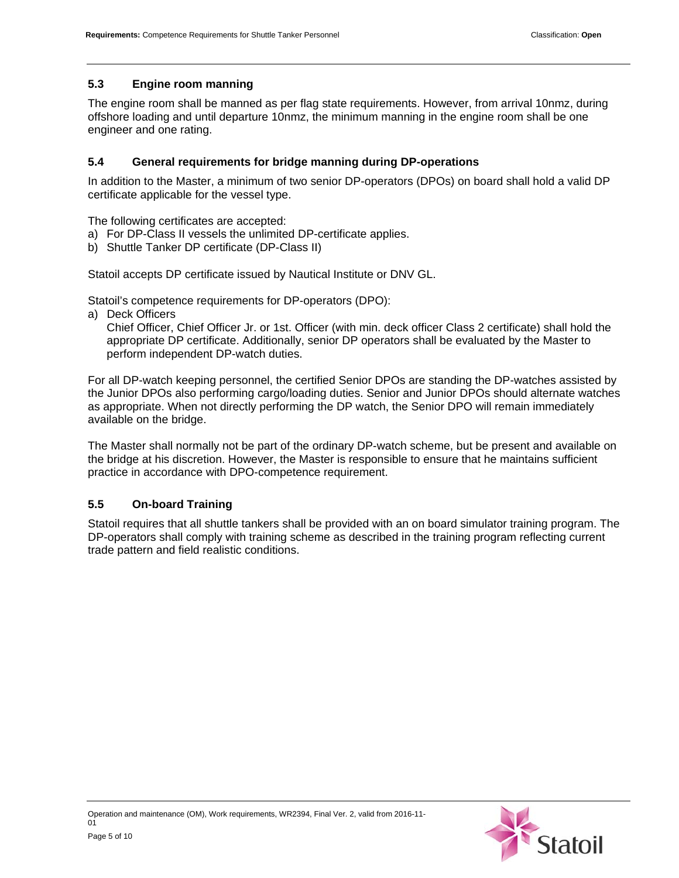### 5.3 Engine room manning

The engine room shall be manned as per flag state requirements. However, from arrival 10nmz, during offshore loading and until departure 10nmz, the minimum manning in the engine room shall be one engineer and one rating.

### 5.4 General requirements for bridge manning during DP-operations

In addition to the Master, a minimum of two senior DP-operators (DPOs) on board shall hold a valid DP certificate applicable for the vessel type.

The following certificates are accepted:

a) For DP-Class II vessels the unlimited DP-certificate applies.
b) Shuttle Tanker DP certificate (DP-Class II)

Statoil accepts DP certificate issued by Nautical Institute or DNV GL.

Statoil's competence requirements for DP-operators (DPO):

a) Deck Officers
   Chief Officer, Chief Officer Jr. or 1st. Officer (with min. deck officer Class 2 certificate) shall hold the appropriate DP certificate. Additionally, senior DP operators shall be evaluated by the Master to perform independent DP-watch duties.

For all DP-watch keeping personnel, the certified Senior DPOs are standing the DP-watches assisted by the Junior DPOs also performing cargo/loading duties. Senior and Junior DPOs should alternate watches as appropriate. When not directly performing the DP watch, the Senior DPO will remain immediately available on the bridge.

The Master shall normally not be part of the ordinary DP-watch scheme, but be present and available on the bridge at his discretion. However, the Master is responsible to ensure that he maintains sufficient practice in accordance with DPO-competence requirement.

### 5.5 On-board Training

Statoil requires that all shuttle tankers shall be provided with an on board simulator training program. The DP-operators shall comply with training scheme as described in the training program reflecting current trade pattern and field realistic conditions.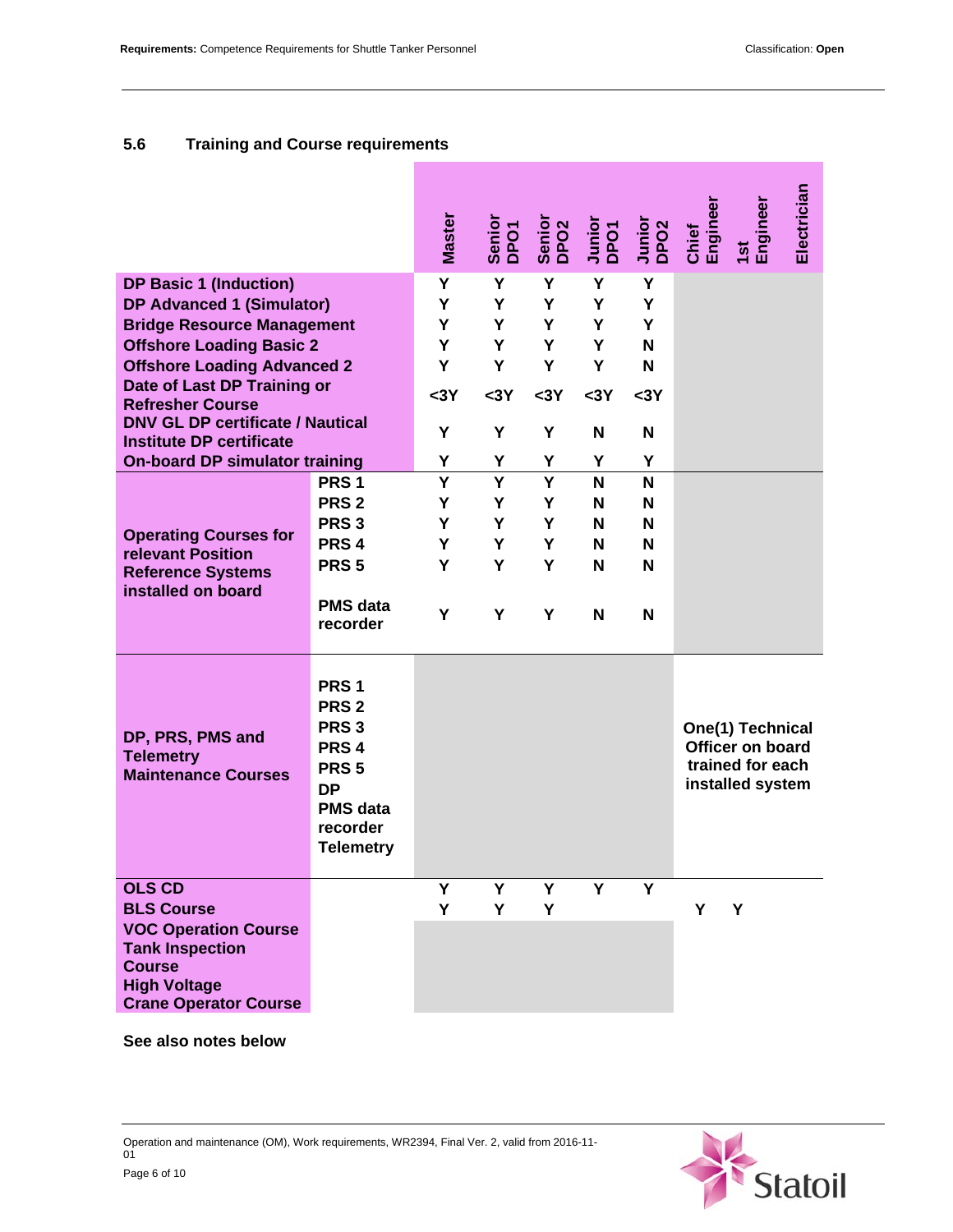## 5.6 Training and Course requirements

| | | Master | Senior DPO1 | Senior DPO2 | Junior DPO1 | Junior DPO2 | Chief Engineer | 1st Engineer | Electrician |
|---|---|---|---|---|---|---|---|---|---|
| **DP Basic 1 (Induction)** | | Y | Y | Y | Y | Y | | | |
| **DP Advanced 1 (Simulator)** | | Y | Y | Y | Y | Y | | | |
| **Bridge Resource Management** | | Y | Y | Y | Y | Y | | | |
| **Offshore Loading Basic 2** | | Y | Y | Y | Y | N | | | |
| **Offshore Loading Advanced 2** | | Y | Y | Y | Y | N | | | |
| **Date of Last DP Training or Refresher Course** | | <3Y | <3Y | <3Y | <3Y | <3Y | | | |
| **DNV GL DP certificate / Nautical Institute DP certificate** | | Y | Y | Y | N | N | | | |
| **On-board DP simulator training** | | Y | Y | Y | Y | Y | | | |
| **Operating Courses for relevant Position Reference Systems installed on board** | **PRS 1** | Y | Y | Y | N | N | | | |
| | **PRS 2** | Y | Y | Y | N | N | | | |
| | **PRS 3** | Y | Y | Y | N | N | | | |
| | **PRS 4** | Y | Y | Y | N | N | | | |
| | **PRS 5** | Y | Y | Y | N | N | | | |
| | **PMS data recorder** | Y | Y | Y | N | N | | | |
| **DP, PRS, PMS and Telemetry Maintenance Courses** | **PRS 1**<br>**PRS 2**<br>**PRS 3**<br>**PRS 4**<br>**PRS 5**<br>**DP**<br>**PMS data recorder**<br>**Telemetry** | | | | | | **One(1) Technical Officer on board trained for each installed system** | | |
| **OLS CD** | | Y | Y | Y | Y | Y | | | |
| **BLS Course** | | Y | Y | Y | | | Y | Y | |
| **VOC Operation Course** | | | | | | | | | |
| **Tank Inspection Course** | | | | | | | | | |
| **High Voltage** | | | | | | | | | |
| **Crane Operator Course** | | | | | | | | | |

**See also notes below**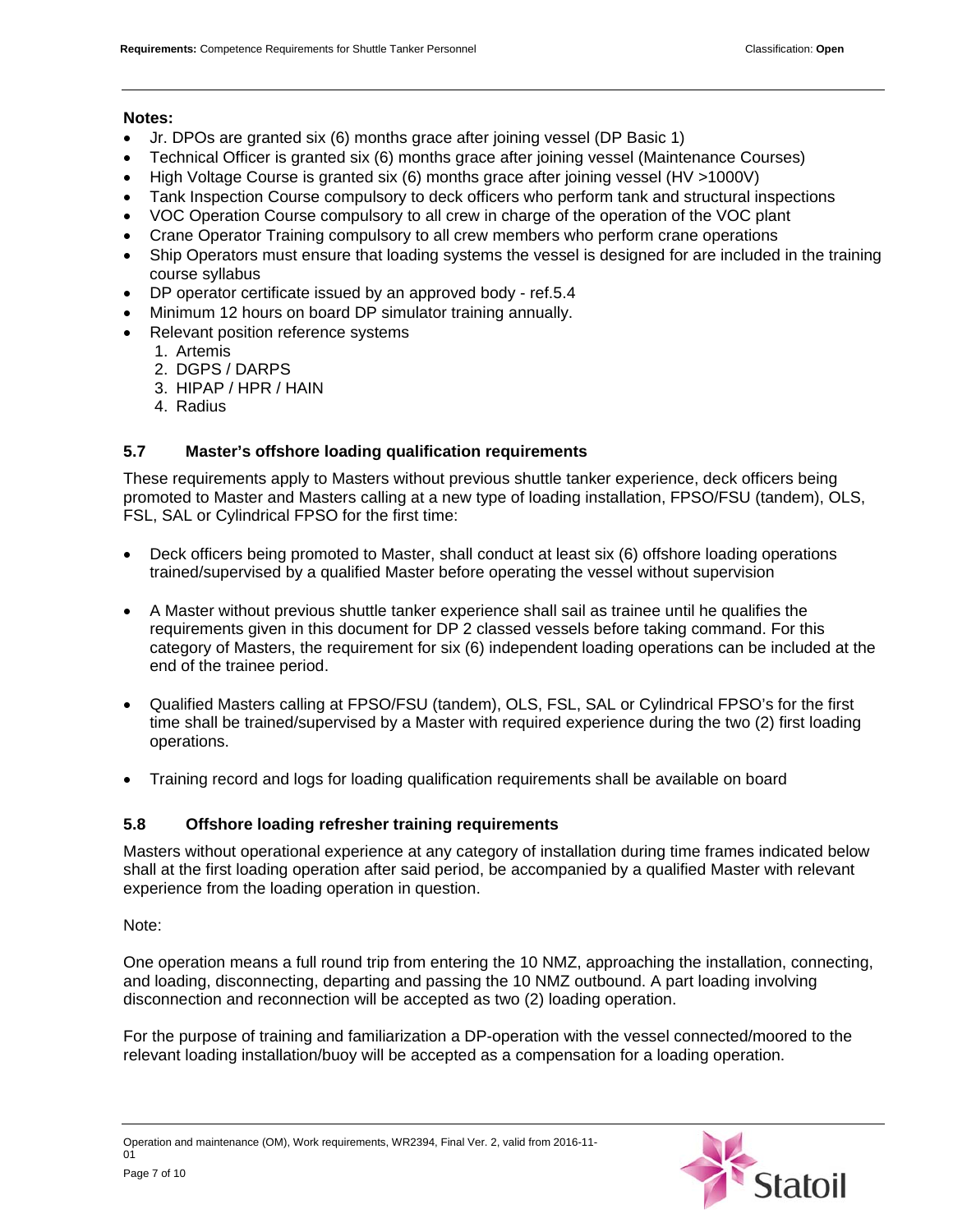**Notes:**

- Jr. DPOs are granted six (6) months grace after joining vessel (DP Basic 1)
- Technical Officer is granted six (6) months grace after joining vessel (Maintenance Courses)
- High Voltage Course is granted six (6) months grace after joining vessel (HV >1000V)
- Tank Inspection Course compulsory to deck officers who perform tank and structural inspections
- VOC Operation Course compulsory to all crew in charge of the operation of the VOC plant
- Crane Operator Training compulsory to all crew members who perform crane operations
- Ship Operators must ensure that loading systems the vessel is designed for are included in the training course syllabus
- DP operator certificate issued by an approved body - ref.5.4
- Minimum 12 hours on board DP simulator training annually.
- Relevant position reference systems
  1. Artemis
  2. DGPS / DARPS
  3. HIPAP / HPR / HAIN
  4. Radius

### 5.7 Master's offshore loading qualification requirements

These requirements apply to Masters without previous shuttle tanker experience, deck officers being promoted to Master and Masters calling at a new type of loading installation, FPSO/FSU (tandem), OLS, FSL, SAL or Cylindrical FPSO for the first time:

- Deck officers being promoted to Master, shall conduct at least six (6) offshore loading operations trained/supervised by a qualified Master before operating the vessel without supervision

- A Master without previous shuttle tanker experience shall sail as trainee until he qualifies the requirements given in this document for DP 2 classed vessels before taking command. For this category of Masters, the requirement for six (6) independent loading operations can be included at the end of the trainee period.

- Qualified Masters calling at FPSO/FSU (tandem), OLS, FSL, SAL or Cylindrical FPSO's for the first time shall be trained/supervised by a Master with required experience during the two (2) first loading operations.

- Training record and logs for loading qualification requirements shall be available on board

### 5.8 Offshore loading refresher training requirements

Masters without operational experience at any category of installation during time frames indicated below shall at the first loading operation after said period, be accompanied by a qualified Master with relevant experience from the loading operation in question.

Note:

One operation means a full round trip from entering the 10 NMZ, approaching the installation, connecting, and loading, disconnecting, departing and passing the 10 NMZ outbound. A part loading involving disconnection and reconnection will be accepted as two (2) loading operation.

For the purpose of training and familiarization a DP-operation with the vessel connected/moored to the relevant loading installation/buoy will be accepted as a compensation for a loading operation.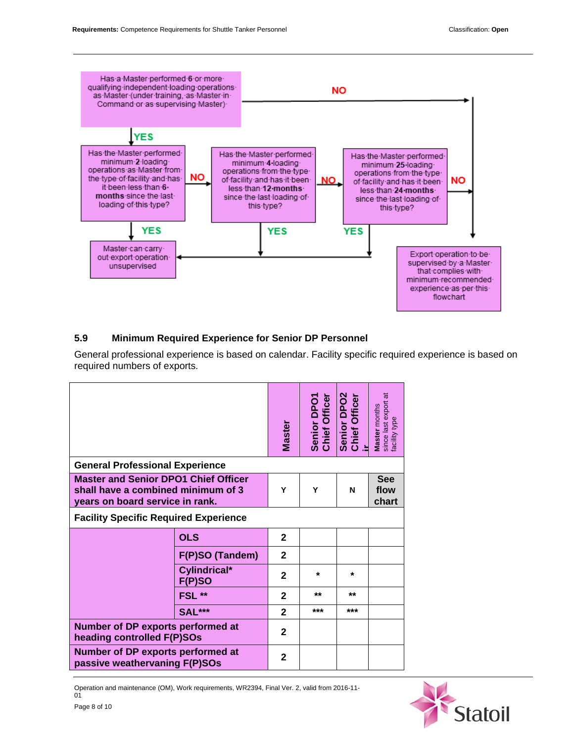Has a Master performed **6** or more qualifying independent loading operations as Master (under training, as Master in Command or as supervising Master)

- **YES** → Has the Master performed minimum **2** loading operations as Master from the type of facility and has it been less than **6 months** since the last loading of this type?
  - **YES** → Master can carry out export operation unsupervised
  - **NO** → Has the Master performed minimum **4** loading operations from the type of facility and has it been less than **12 months** since the last loading of this type?
    - **YES** → Master can carry out export operation unsupervised
    - **NO** → Has the Master performed minimum **25** loading operations from the type of facility and has it been less than **24 months** since the last loading of this type?
      - **YES** → Master can carry out export operation unsupervised
      - **NO** → Export operation to be supervised by a Master that complies with minimum recommended experience as per this flowchart
- **NO** → Export operation to be supervised by a Master that complies with minimum recommended experience as per this flowchart

### 5.9 Minimum Required Experience for Senior DP Personnel

General professional experience is based on calendar. Facility specific required experience is based on required numbers of exports.

| | | Master | Senior DPO1 Chief Officer | Senior DPO2 Chief Officer | Master months since last export at facility type |
|---|---|---|---|---|---|
| **General Professional Experience** | | | | | |
| **Master and Senior DPO1 Chief Officer shall have a combined minimum of 3 years on board service in rank.** | | Y | Y | N | **See flow chart** |
| **Facility Specific Required Experience** | | | | | |
| | **OLS** | 2 | | | |
| | **F(P)SO (Tandem)** | 2 | | | |
| | **Cylindrical* F(P)SO** | 2 | * | * | |
| | **FSL ** ** | 2 | ** | ** | |
| | **SAL***** | 2 | *** | *** | |
| **Number of DP exports performed at heading controlled F(P)SOs** | | 2 | | | |
| **Number of DP exports performed at passive weathervaning F(P)SOs** | | 2 | | | |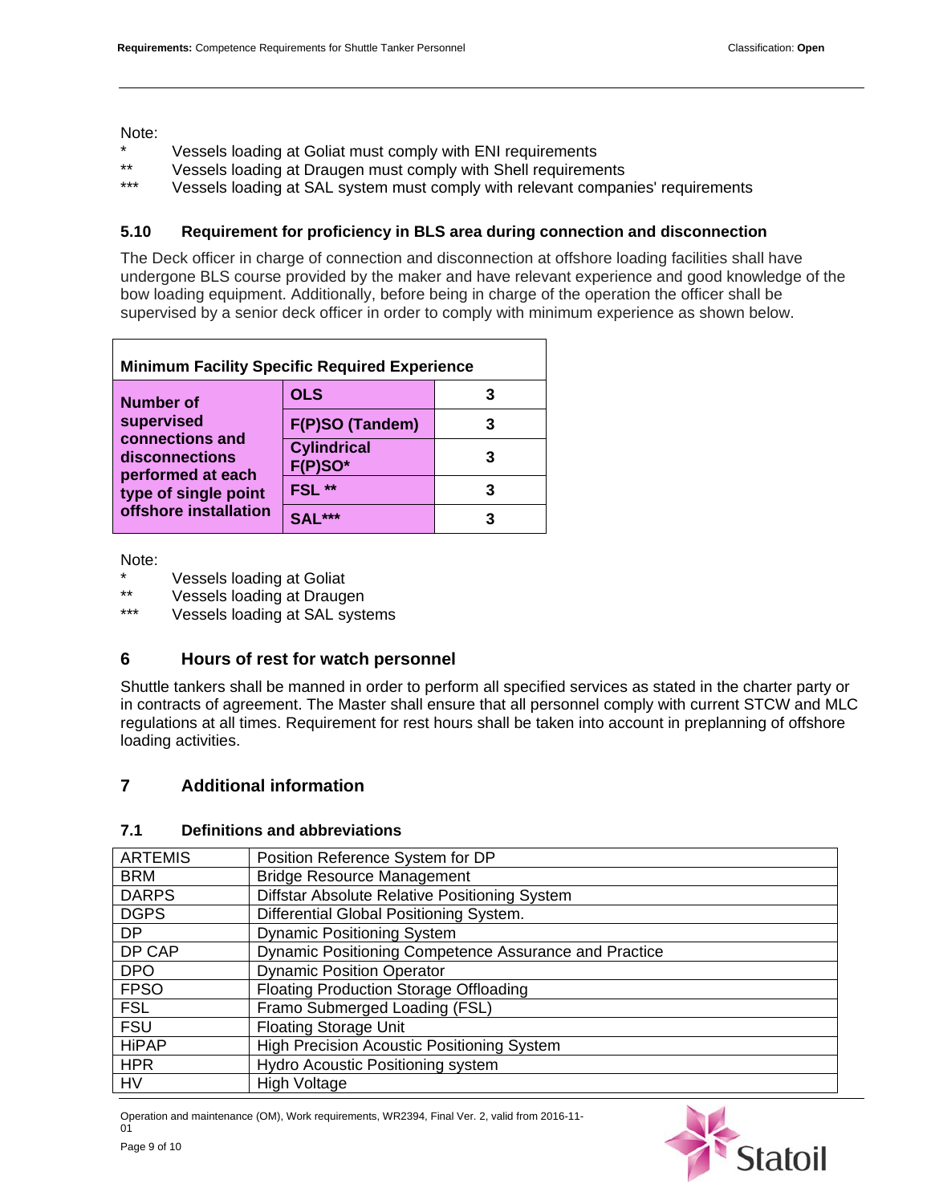Note:

- \* Vessels loading at Goliat must comply with ENI requirements
- \*\* Vessels loading at Draugen must comply with Shell requirements
- \*\*\* Vessels loading at SAL system must comply with relevant companies' requirements

### 5.10 Requirement for proficiency in BLS area during connection and disconnection

The Deck officer in charge of connection and disconnection at offshore loading facilities shall have undergone BLS course provided by the maker and have relevant experience and good knowledge of the bow loading equipment. Additionally, before being in charge of the operation the officer shall be supervised by a senior deck officer in order to comply with minimum experience as shown below.

| **Minimum Facility Specific Required Experience** | | |
|---|---|---|
| **Number of supervised connections and disconnections performed at each type of single point offshore installation** | **OLS** | **3** |
| | **F(P)SO (Tandem)** | **3** |
| | **Cylindrical F(P)SO*** | **3** |
| | **FSL \*\*** | **3** |
| | **SAL\*\*\*** | **3** |

Note:

- \* Vessels loading at Goliat
- \*\* Vessels loading at Draugen
- \*\*\* Vessels loading at SAL systems

## 6 Hours of rest for watch personnel

Shuttle tankers shall be manned in order to perform all specified services as stated in the charter party or in contracts of agreement. The Master shall ensure that all personnel comply with current STCW and MLC regulations at all times. Requirement for rest hours shall be taken into account in preplanning of offshore loading activities.

## 7 Additional information

### 7.1 Definitions and abbreviations

| | |
|---|---|
| ARTEMIS | Position Reference System for DP |
| BRM | Bridge Resource Management |
| DARPS | Diffstar Absolute Relative Positioning System |
| DGPS | Differential Global Positioning System. |
| DP | Dynamic Positioning System |
| DP CAP | Dynamic Positioning Competence Assurance and Practice |
| DPO | Dynamic Position Operator |
| FPSO | Floating Production Storage Offloading |
| FSL | Framo Submerged Loading (FSL) |
| FSU | Floating Storage Unit |
| HiPAP | High Precision Acoustic Positioning System |
| HPR | Hydro Acoustic Positioning system |
| HV | High Voltage |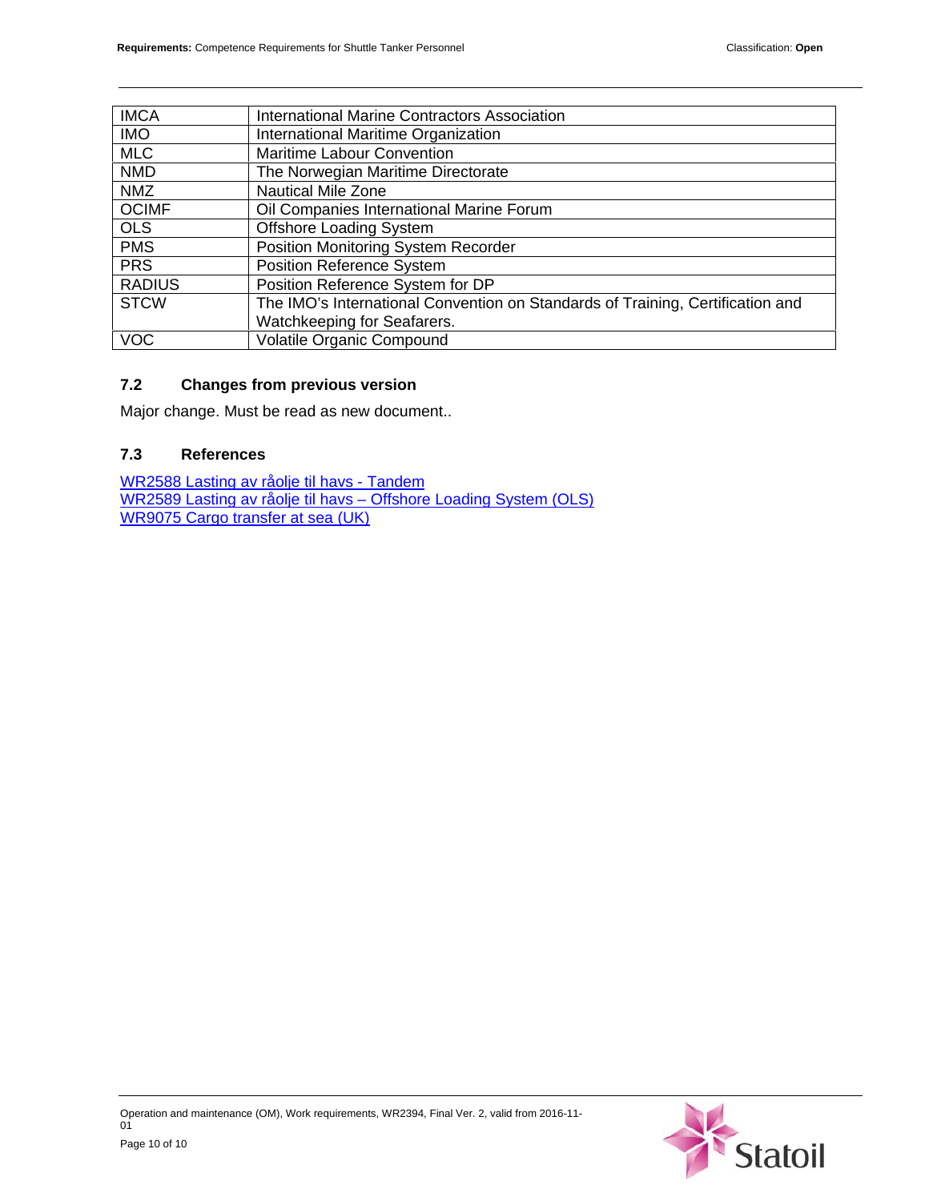| | |
|---|---|
| IMCA | International Marine Contractors Association |
| IMO | International Maritime Organization |
| MLC | Maritime Labour Convention |
| NMD | The Norwegian Maritime Directorate |
| NMZ | Nautical Mile Zone |
| OCIMF | Oil Companies International Marine Forum |
| OLS | Offshore Loading System |
| PMS | Position Monitoring System Recorder |
| PRS | Position Reference System |
| RADIUS | Position Reference System for DP |
| STCW | The IMO's International Convention on Standards of Training, Certification and Watchkeeping for Seafarers. |
| VOC | Volatile Organic Compound |

### 7.2 Changes from previous version

Major change. Must be read as new document..

### 7.3 References

WR2588 Lasting av råolje til havs - Tandem
WR2589 Lasting av råolje til havs – Offshore Loading System (OLS)
WR9075 Cargo transfer at sea (UK)